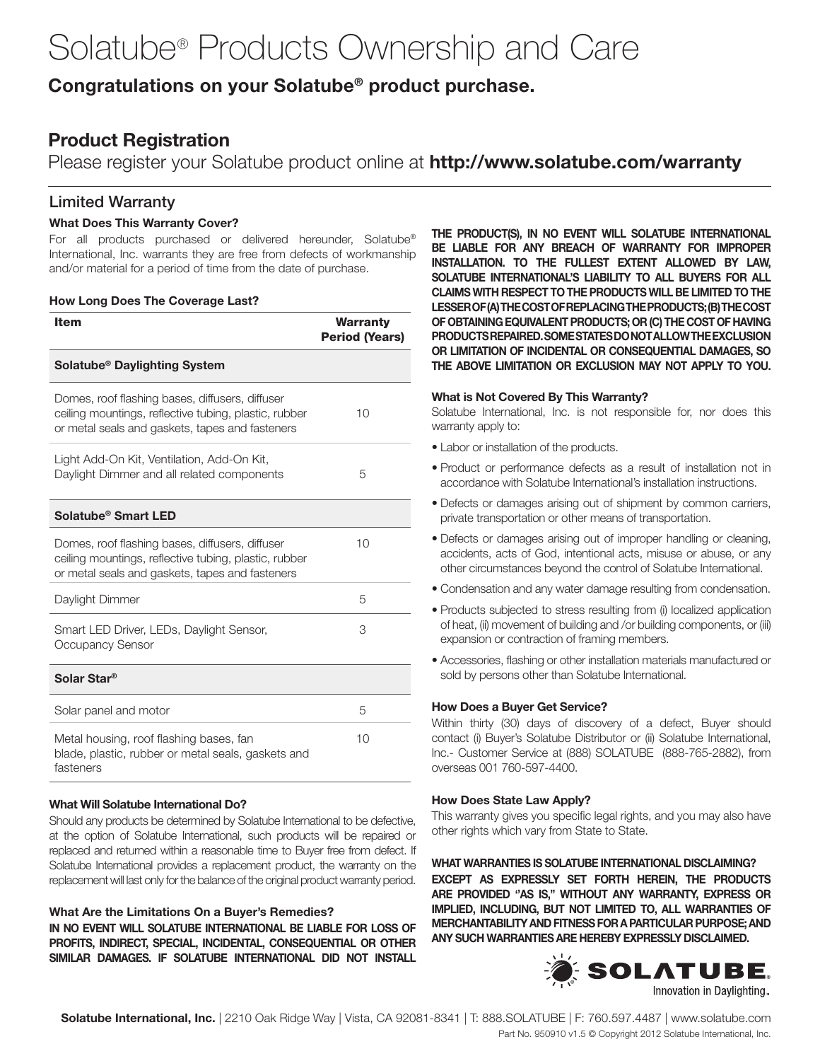# Solatube® Products Ownership and Care

## Congratulations on your Solatube® product purchase.

## Product Registration

Please register your Solatube product online at **http://www.solatube.com/warranty**

### Limited Warranty

**What Does This Warranty Cover?**

For all products purchased or delivered hereunder, Solatube® International, Inc. warrants they are free from defects of workmanship and/or material for a period of time from the date of purchase.

**How Long Does The Coverage Last?**

| Item | Warranty Period (Years) |
|---|---|
| **Solatube® Daylighting System** | |
| Domes, roof flashing bases, diffusers, diffuser ceiling mountings, reflective tubing, plastic, rubber or metal seals and gaskets, tapes and fasteners | 10 |
| Light Add-On Kit, Ventilation, Add-On Kit, Daylight Dimmer and all related components | 5 |
| **Solatube® Smart LED** | |
| Domes, roof flashing bases, diffusers, diffuser ceiling mountings, reflective tubing, plastic, rubber or metal seals and gaskets, tapes and fasteners | 10 |
| Daylight Dimmer | 5 |
| Smart LED Driver, LEDs, Daylight Sensor, Occupancy Sensor | 3 |
| **Solar Star®** | |
| Solar panel and motor | 5 |
| Metal housing, roof flashing bases, fan blade, plastic, rubber or metal seals, gaskets and fasteners | 10 |

**What Will Solatube International Do?**

Should any products be determined by Solatube International to be defective, at the option of Solatube International, such products will be repaired or replaced and returned within a reasonable time to Buyer free from defect. If Solatube International provides a replacement product, the warranty on the replacement will last only for the balance of the original product warranty period.

**What Are the Limitations On a Buyer's Remedies?**

**IN NO EVENT WILL SOLATUBE INTERNATIONAL BE LIABLE FOR LOSS OF PROFITS, INDIRECT, SPECIAL, INCIDENTAL, CONSEQUENTIAL OR OTHER SIMILAR DAMAGES. IF SOLATUBE INTERNATIONAL DID NOT INSTALL THE PRODUCT(S), IN NO EVENT WILL SOLATUBE INTERNATIONAL BE LIABLE FOR ANY BREACH OF WARRANTY FOR IMPROPER INSTALLATION. TO THE FULLEST EXTENT ALLOWED BY LAW, SOLATUBE INTERNATIONAL'S LIABILITY TO ALL BUYERS FOR ALL CLAIMS WITH RESPECT TO THE PRODUCTS WILL BE LIMITED TO THE LESSER OF (A) THE COST OF REPLACING THE PRODUCTS; (B) THE COST OF OBTAINING EQUIVALENT PRODUCTS; OR (C) THE COST OF HAVING PRODUCTS REPAIRED. SOME STATES DO NOT ALLOW THE EXCLUSION OR LIMITATION OF INCIDENTAL OR CONSEQUENTIAL DAMAGES, SO THE ABOVE LIMITATION OR EXCLUSION MAY NOT APPLY TO YOU.**

**What is Not Covered By This Warranty?**

Solatube International, Inc. is not responsible for, nor does this warranty apply to:

- Labor or installation of the products.
- Product or performance defects as a result of installation not in accordance with Solatube International's installation instructions.
- Defects or damages arising out of shipment by common carriers, private transportation or other means of transportation.
- Defects or damages arising out of improper handling or cleaning, accidents, acts of God, intentional acts, misuse or abuse, or any other circumstances beyond the control of Solatube International.
- Condensation and any water damage resulting from condensation.
- Products subjected to stress resulting from (i) localized application of heat, (ii) movement of building and /or building components, or (iii) expansion or contraction of framing members.
- Accessories, flashing or other installation materials manufactured or sold by persons other than Solatube International.

**How Does a Buyer Get Service?**

Within thirty (30) days of discovery of a defect, Buyer should contact (i) Buyer's Solatube Distributor or (ii) Solatube International, Inc.- Customer Service at (888) SOLATUBE (888-765-2882), from overseas 001 760-597-4400.

**How Does State Law Apply?**

This warranty gives you specific legal rights, and you may also have other rights which vary from State to State.

**WHAT WARRANTIES IS SOLATUBE INTERNATIONAL DISCLAIMING?**

**EXCEPT AS EXPRESSLY SET FORTH HEREIN, THE PRODUCTS ARE PROVIDED "AS IS," WITHOUT ANY WARRANTY, EXPRESS OR IMPLIED, INCLUDING, BUT NOT LIMITED TO, ALL WARRANTIES OF MERCHANTABILITY AND FITNESS FOR A PARTICULAR PURPOSE; AND ANY SUCH WARRANTIES ARE HEREBY EXPRESSLY DISCLAIMED.**

SOLATUBE® Innovation in Daylighting.

**Solatube International, Inc.** | 2210 Oak Ridge Way | Vista, CA 92081-8341 | T: 888.SOLATUBE | F: 760.597.4487 | www.solatube.com

Part No. 950910 v1.5 © Copyright 2012 Solatube International, Inc.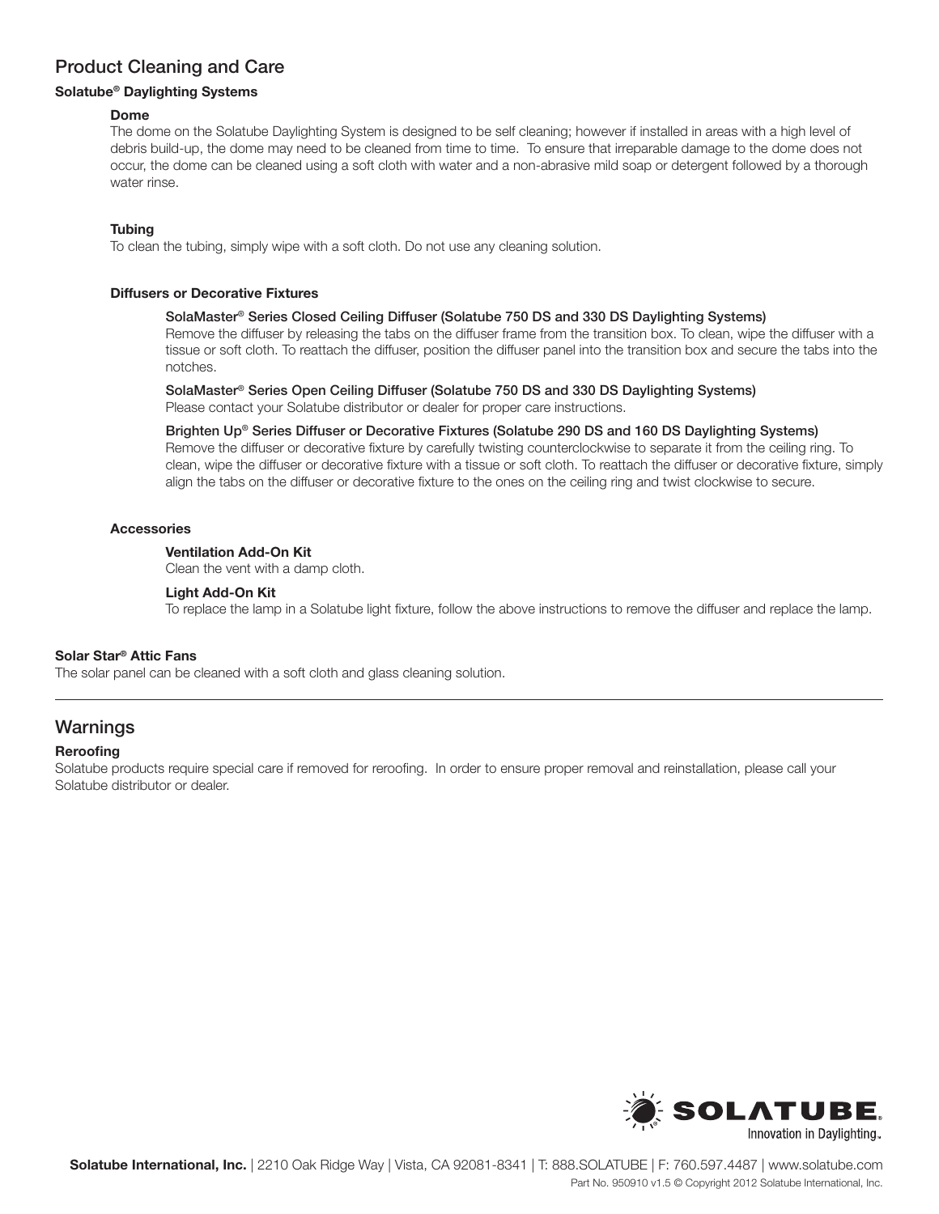## Product Cleaning and Care

### Solatube® Daylighting Systems

#### Dome

The dome on the Solatube Daylighting System is designed to be self cleaning; however if installed in areas with a high level of debris build-up, the dome may need to be cleaned from time to time. To ensure that irreparable damage to the dome does not occur, the dome can be cleaned using a soft cloth with water and a non-abrasive mild soap or detergent followed by a thorough water rinse.

#### Tubing

To clean the tubing, simply wipe with a soft cloth. Do not use any cleaning solution.

#### Diffusers or Decorative Fixtures

**SolaMaster® Series Closed Ceiling Diffuser (Solatube 750 DS and 330 DS Daylighting Systems)**
Remove the diffuser by releasing the tabs on the diffuser frame from the transition box. To clean, wipe the diffuser with a tissue or soft cloth. To reattach the diffuser, position the diffuser panel into the transition box and secure the tabs into the notches.

**SolaMaster® Series Open Ceiling Diffuser (Solatube 750 DS and 330 DS Daylighting Systems)**
Please contact your Solatube distributor or dealer for proper care instructions.

**Brighten Up® Series Diffuser or Decorative Fixtures (Solatube 290 DS and 160 DS Daylighting Systems)**
Remove the diffuser or decorative fixture by carefully twisting counterclockwise to separate it from the ceiling ring. To clean, wipe the diffuser or decorative fixture with a tissue or soft cloth. To reattach the diffuser or decorative fixture, simply align the tabs on the diffuser or decorative fixture to the ones on the ceiling ring and twist clockwise to secure.

#### Accessories

**Ventilation Add-On Kit**
Clean the vent with a damp cloth.

**Light Add-On Kit**
To replace the lamp in a Solatube light fixture, follow the above instructions to remove the diffuser and replace the lamp.

### Solar Star® Attic Fans

The solar panel can be cleaned with a soft cloth and glass cleaning solution.

---

## Warnings

### Reroofing

Solatube products require special care if removed for reroofing. In order to ensure proper removal and reinstallation, please call your Solatube distributor or dealer.

SOLATUBE®
Innovation in Daylighting.

**Solatube International, Inc.** | 2210 Oak Ridge Way | Vista, CA 92081-8341 | T: 888.SOLATUBE | F: 760.597.4487 | www.solatube.com

Part No. 950910 v1.5 © Copyright 2012 Solatube International, Inc.